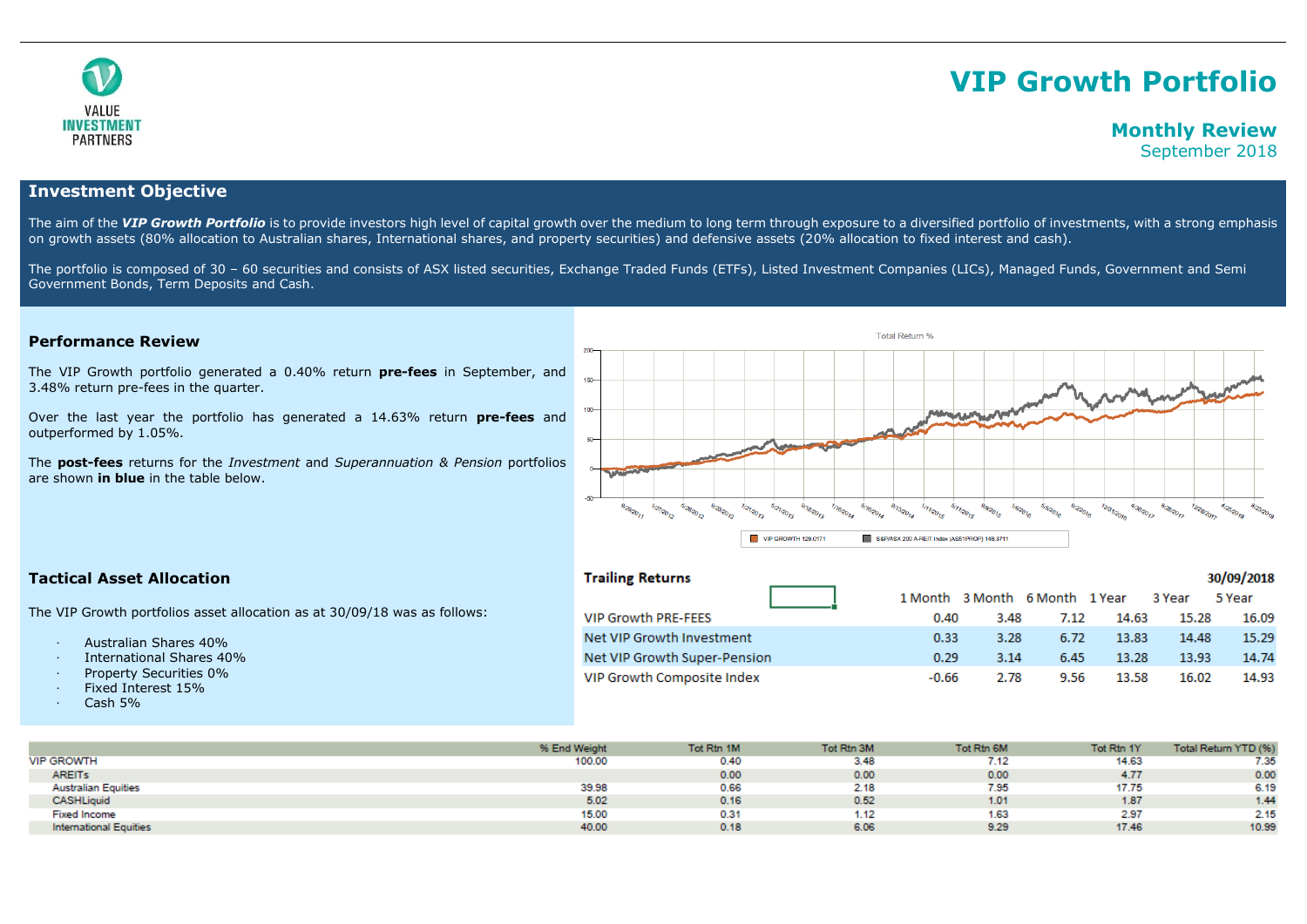VALUE INVESTMENT PARTNERS

# VIP Growth Portfolio

## Monthly Review

September 2018

## Investment Objective

The aim of the ***VIP Growth Portfolio*** is to provide investors high level of capital growth over the medium to long term through exposure to a diversified portfolio of investments, with a strong emphasis on growth assets (80% allocation to Australian shares, International shares, and property securities) and defensive assets (20% allocation to fixed interest and cash).

The portfolio is composed of 30 – 60 securities and consists of ASX listed securities, Exchange Traded Funds (ETFs), Listed Investment Companies (LICs), Managed Funds, Government and Semi Government Bonds, Term Deposits and Cash.

## Performance Review

The VIP Growth portfolio generated a 0.40% return **pre-fees** in September, and 3.48% return pre-fees in the quarter.

Over the last year the portfolio has generated a 14.63% return **pre-fees** and outperformed by 1.05%.

The **post-fees** returns for the *Investment* and *Superannuation & Pension* portfolios are shown **in blue** in the table below.

Total Return %

VIP GROWTH 129.0171 | S&P/ASX 200 A-REIT Index (AS51PROP) 148.3711

## Tactical Asset Allocation

The VIP Growth portfolios asset allocation as at 30/09/18 was as follows:

- Australian Shares 40%
- International Shares 40%
- Property Securities 0%
- Fixed Interest 15%
- Cash 5%

### Trailing Returns

30/09/2018

| | 1 Month | 3 Month | 6 Month | 1 Year | 3 Year | 5 Year |
|---|---|---|---|---|---|---|
| VIP Growth PRE-FEES | 0.40 | 3.48 | 7.12 | 14.63 | 15.28 | 16.09 |
| Net VIP Growth Investment | 0.33 | 3.28 | 6.72 | 13.83 | 14.48 | 15.29 |
| Net VIP Growth Super-Pension | 0.29 | 3.14 | 6.45 | 13.28 | 13.93 | 14.74 |
| VIP Growth Composite Index | -0.66 | 2.78 | 9.56 | 13.58 | 16.02 | 14.93 |

| | % End Weight | Tot Rtn 1M | Tot Rtn 3M | Tot Rtn 6M | Tot Rtn 1Y | Total Return YTD (%) |
|---|---|---|---|---|---|---|
| VIP GROWTH | 100.00 | 0.40 | 3.48 | 7.12 | 14.63 | 7.35 |
| AREITs | | 0.00 | 0.00 | 0.00 | 4.77 | 0.00 |
| Australian Equities | 39.98 | 0.66 | 2.18 | 7.95 | 17.75 | 6.19 |
| CASHLiquid | 5.02 | 0.16 | 0.52 | 1.01 | 1.87 | 1.44 |
| Fixed Income | 15.00 | 0.31 | 1.12 | 1.63 | 2.97 | 2.15 |
| International Equities | 40.00 | 0.18 | 6.06 | 9.29 | 17.46 | 10.99 |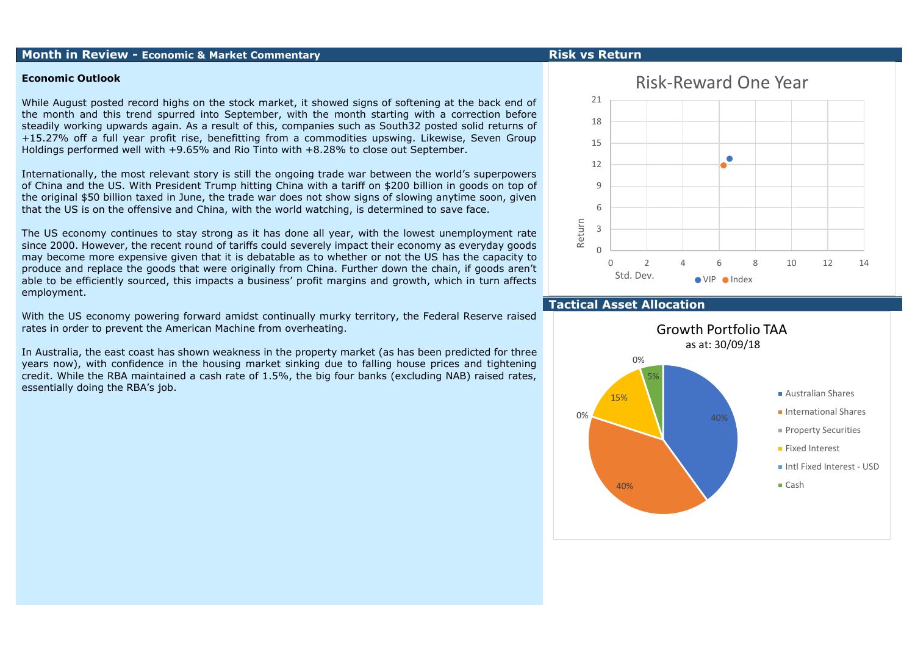## Month in Review - Economic & Market Commentary

### Economic Outlook

While August posted record highs on the stock market, it showed signs of softening at the back end of the month and this trend spurred into September, with the month starting with a correction before steadily working upwards again. As a result of this, companies such as South32 posted solid returns of +15.27% off a full year profit rise, benefitting from a commodities upswing. Likewise, Seven Group Holdings performed well with +9.65% and Rio Tinto with +8.28% to close out September.

Internationally, the most relevant story is still the ongoing trade war between the world's superpowers of China and the US. With President Trump hitting China with a tariff on $200 billion in goods on top of the original $50 billion taxed in June, the trade war does not show signs of slowing anytime soon, given that the US is on the offensive and China, with the world watching, is determined to save face.

The US economy continues to stay strong as it has done all year, with the lowest unemployment rate since 2000. However, the recent round of tariffs could severely impact their economy as everyday goods may become more expensive given that it is debatable as to whether or not the US has the capacity to produce and replace the goods that were originally from China. Further down the chain, if goods aren't able to be efficiently sourced, this impacts a business' profit margins and growth, which in turn affects employment.

With the US economy powering forward amidst continually murky territory, the Federal Reserve raised rates in order to prevent the American Machine from overheating.

In Australia, the east coast has shown weakness in the property market (as has been predicted for three years now), with confidence in the housing market sinking due to falling house prices and tightening credit. While the RBA maintained a cash rate of 1.5%, the big four banks (excluding NAB) raised rates, essentially doing the RBA's job.

## Risk vs Return

Risk-Reward One Year

(Chart: Return vs Std. Dev. — VIP, Index)

## Tactical Asset Allocation

Growth Portfolio TAA
as at: 30/09/18

| Asset Class | Allocation |
|---|---|
| Australian Shares | 40% |
| International Shares | 40% |
| Property Securities | 0% |
| Fixed Interest | 15% |
| Intl Fixed Interest - USD | 0% |
| Cash | 5% |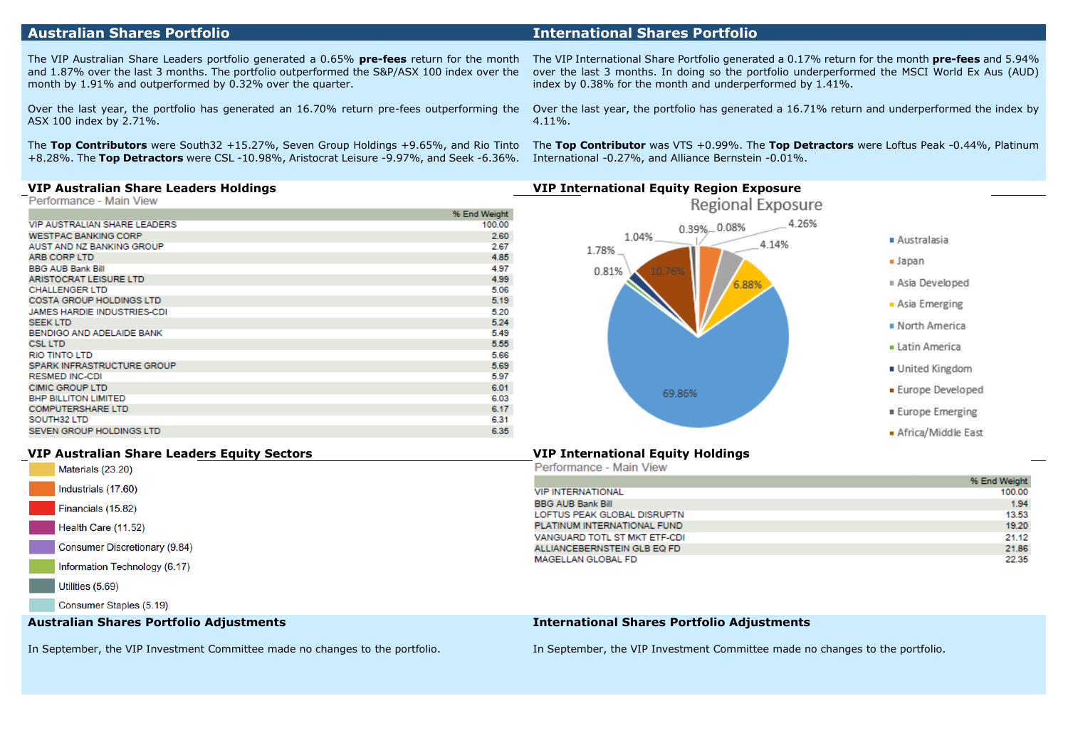## Australian Shares Portfolio

The VIP Australian Share Leaders portfolio generated a 0.65% **pre-fees** return for the month and 1.87% over the last 3 months. The portfolio outperformed the S&P/ASX 100 index over the month by 1.91% and outperformed by 0.32% over the quarter.

Over the last year, the portfolio has generated an 16.70% return pre-fees outperforming the ASX 100 index by 2.71%.

The **Top Contributors** were South32 +15.27%, Seven Group Holdings +9.65%, and Rio Tinto +8.28%. The **Top Detractors** were CSL -10.98%, Aristocrat Leisure -9.97%, and Seek -6.36%.

### VIP Australian Share Leaders Holdings

Performance - Main View

| | % End Weight |
|---|---|
| VIP AUSTRALIAN SHARE LEADERS | 100.00 |
| WESTPAC BANKING CORP | 2.60 |
| AUST AND NZ BANKING GROUP | 2.67 |
| ARB CORP LTD | 4.85 |
| BBG AUB Bank Bill | 4.97 |
| ARISTOCRAT LEISURE LTD | 4.99 |
| CHALLENGER LTD | 5.06 |
| COSTA GROUP HOLDINGS LTD | 5.19 |
| JAMES HARDIE INDUSTRIES-CDI | 5.20 |
| SEEK LTD | 5.24 |
| BENDIGO AND ADELAIDE BANK | 5.49 |
| CSL LTD | 5.55 |
| RIO TINTO LTD | 5.66 |
| SPARK INFRASTRUCTURE GROUP | 5.69 |
| RESMED INC-CDI | 5.97 |
| CIMIC GROUP LTD | 6.01 |
| BHP BILLITON LIMITED | 6.03 |
| COMPUTERSHARE LTD | 6.17 |
| SOUTH32 LTD | 6.31 |
| SEVEN GROUP HOLDINGS LTD | 6.35 |

### VIP Australian Share Leaders Equity Sectors

- Materials (23.20)
- Industrials (17.60)
- Financials (15.82)
- Health Care (11.52)
- Consumer Discretionary (9.84)
- Information Technology (6.17)
- Utilities (5.69)
- Consumer Staples (5.19)

## International Shares Portfolio

The VIP International Share Portfolio generated a 0.17% return for the month **pre-fees** and 5.94% over the last 3 months. In doing so the portfolio underperformed the MSCI World Ex Aus (AUD) index by 0.38% for the month and underperformed by 1.41%.

Over the last year, the portfolio has generated a 16.71% return and underperformed the index by 4.11%.

The **Top Contributor** was VTS +0.99%. The **Top Detractors** were Loftus Peak -0.44%, Platinum International -0.27%, and Alliance Bernstein -0.01%.

### VIP International Equity Region Exposure

Regional Exposure

| Region | % |
|---|---|
| Australasia | 0.08% |
| Japan | 4.26% |
| Asia Developed | 4.14% |
| Asia Emerging | 6.88% |
| North America | 69.86% |
| Latin America | 0.81% |
| United Kingdom | 1.78% |
| Europe Developed | 10.76% |
| Europe Emerging | 1.04% |
| Africa/Middle East | 0.39% |

### VIP International Equity Holdings

Performance - Main View

| | % End Weight |
|---|---|
| VIP INTERNATIONAL | 100.00 |
| BBG AUB Bank Bill | 1.94 |
| LOFTUS PEAK GLOBAL DISRUPTN | 13.53 |
| PLATINUM INTERNATIONAL FUND | 19.20 |
| VANGUARD TOTL ST MKT ETF-CDI | 21.12 |
| ALLIANCEBERNSTEIN GLB EQ FD | 21.86 |
| MAGELLAN GLOBAL FD | 22.35 |

## Australian Shares Portfolio Adjustments

In September, the VIP Investment Committee made no changes to the portfolio.

## International Shares Portfolio Adjustments

In September, the VIP Investment Committee made no changes to the portfolio.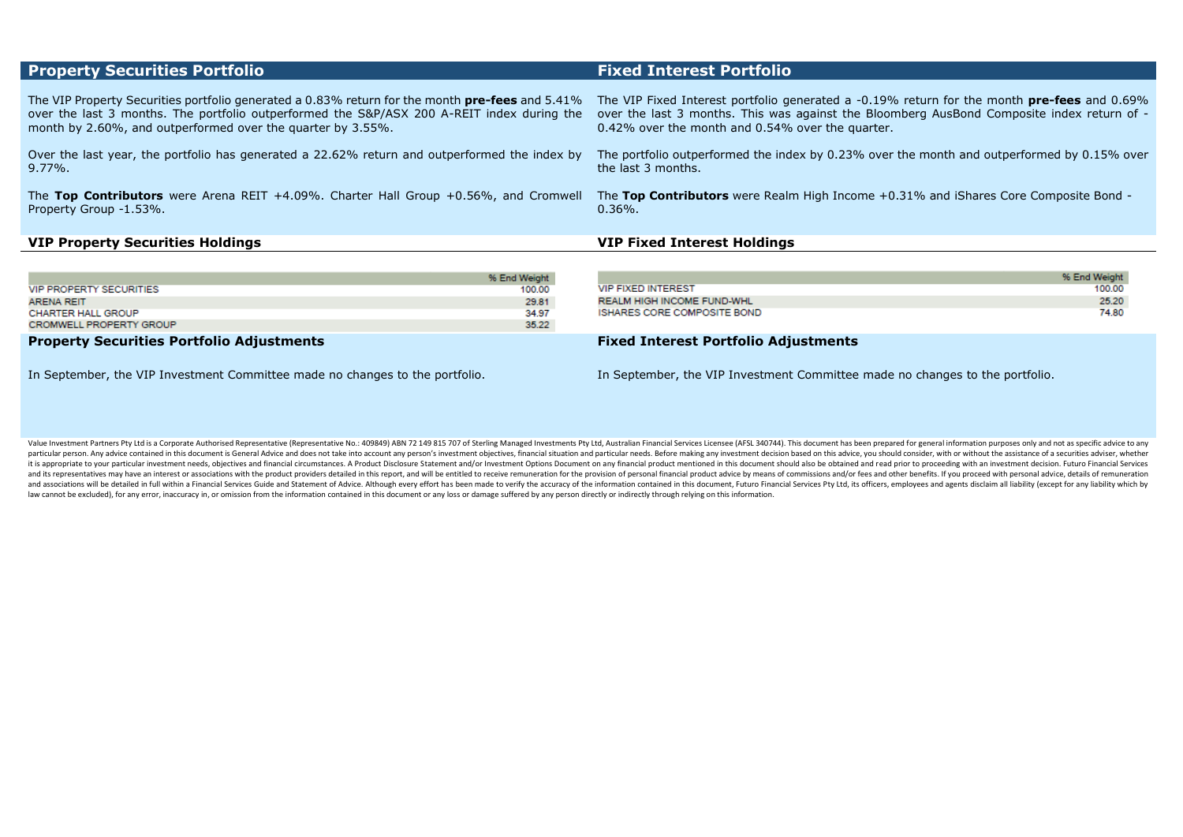## Property Securities Portfolio

The VIP Property Securities portfolio generated a 0.83% return for the month **pre-fees** and 5.41% over the last 3 months. The portfolio outperformed the S&P/ASX 200 A-REIT index during the month by 2.60%, and outperformed over the quarter by 3.55%.

Over the last year, the portfolio has generated a 22.62% return and outperformed the index by 9.77%.

The **Top Contributors** were Arena REIT +4.09%. Charter Hall Group +0.56%, and Cromwell Property Group -1.53%.

### VIP Property Securities Holdings

| | % End Weight |
|---|---|
| VIP PROPERTY SECURITIES | 100.00 |
| ARENA REIT | 29.81 |
| CHARTER HALL GROUP | 34.97 |
| CROMWELL PROPERTY GROUP | 35.22 |

### Property Securities Portfolio Adjustments

In September, the VIP Investment Committee made no changes to the portfolio.

## Fixed Interest Portfolio

The VIP Fixed Interest portfolio generated a -0.19% return for the month **pre-fees** and 0.69% over the last 3 months. This was against the Bloomberg AusBond Composite index return of -0.42% over the month and 0.54% over the quarter.

The portfolio outperformed the index by 0.23% over the month and outperformed by 0.15% over the last 3 months.

The **Top Contributors** were Realm High Income +0.31% and iShares Core Composite Bond -0.36%.

### VIP Fixed Interest Holdings

| | % End Weight |
|---|---|
| VIP FIXED INTEREST | 100.00 |
| REALM HIGH INCOME FUND-WHL | 25.20 |
| ISHARES CORE COMPOSITE BOND | 74.80 |

### Fixed Interest Portfolio Adjustments

In September, the VIP Investment Committee made no changes to the portfolio.

Value Investment Partners Pty Ltd is a Corporate Authorised Representative (Representative No.: 409849) ABN 72 149 815 707 of Sterling Managed Investments Pty Ltd, Australian Financial Services Licensee (AFSL 340744). This document has been prepared for general information purposes only and not as specific advice to any particular person. Any advice contained in this document is General Advice and does not take into account any person's investment objectives, financial situation and particular needs. Before making any investment decision based on this advice, you should consider, with or without the assistance of a securities adviser, whether it is appropriate to your particular investment needs, objectives and financial circumstances. A Product Disclosure Statement and/or Investment Options Document on any financial product mentioned in this document should also be obtained and read prior to proceeding with an investment decision. Futuro Financial Services and its representatives may have an interest or associations with the product providers detailed in this report, and will be entitled to receive remuneration for the provision of personal financial product advice by means of commissions and/or fees and other benefits. If you proceed with personal advice, details of remuneration and associations will be detailed in full within a Financial Services Guide and Statement of Advice. Although every effort has been made to verify the accuracy of the information contained in this document, Futuro Financial Services Pty Ltd, its officers, employees and agents disclaim all liability (except for any liability which by law cannot be excluded), for any error, inaccuracy in, or omission from the information contained in this document or any loss or damage suffered by any person directly or indirectly through relying on this information.